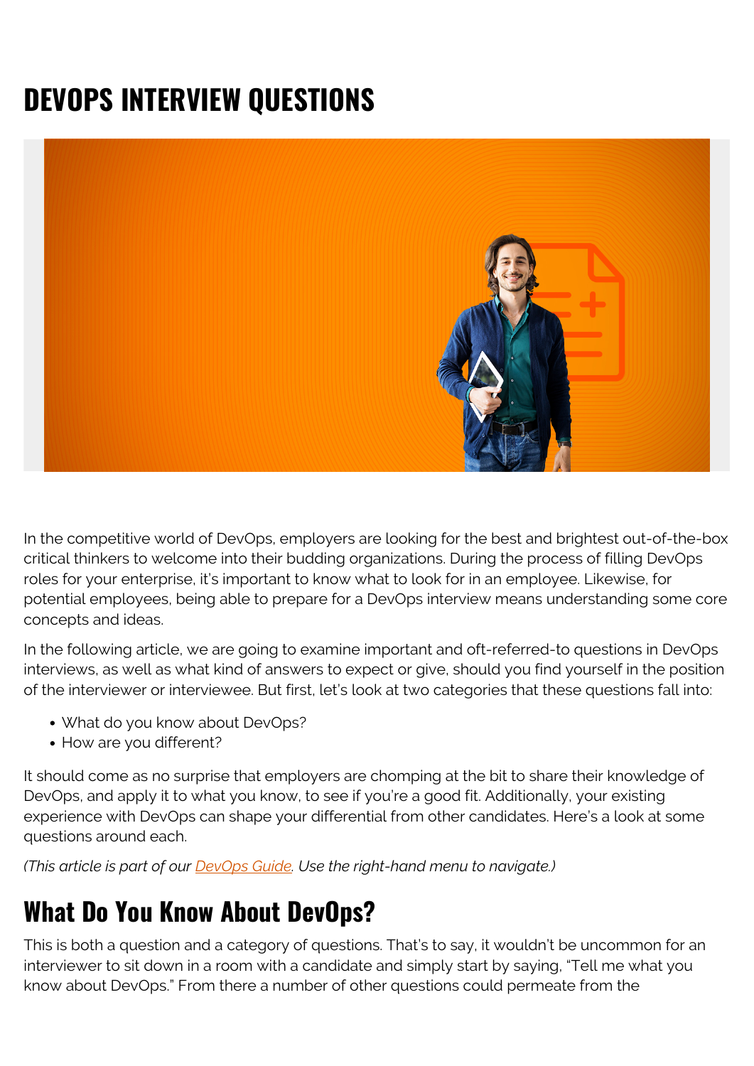# DEVOPS INTERVIEW QUESTIONS

In the competitive world of DevOps, employers are looking for the best and brightest out-of-the-box critical thinkers to welcome into their budding organizations. During the process of filling DevOps roles for your enterprise, it's important to know what to look for in an employee. Likewise, for potential employees, being able to prepare for a DevOps interview means understanding some core concepts and ideas.

In the following article, we are going to examine important and oft-referred-to questions in DevOps interviews, as well as what kind of answers to expect or give, should you find yourself in the position of the interviewer or interviewee. But first, let's look at two categories that these questions fall into:

- What do you know about DevOps?
- How are you different?

It should come as no surprise that employers are chomping at the bit to share their knowledge of DevOps, and apply it to what you know, to see if you're a good fit. Additionally, your existing experience with DevOps can shape your differential from other candidates. Here's a look at some questions around each.

*(This article is part of our DevOps Guide. Use the right-hand menu to navigate.)*

## What Do You Know About DevOps?

This is both a question and a category of questions. That's to say, it wouldn't be uncommon for an interviewer to sit down in a room with a candidate and simply start by saying, "Tell me what you know about DevOps." From there a number of other questions could permeate from the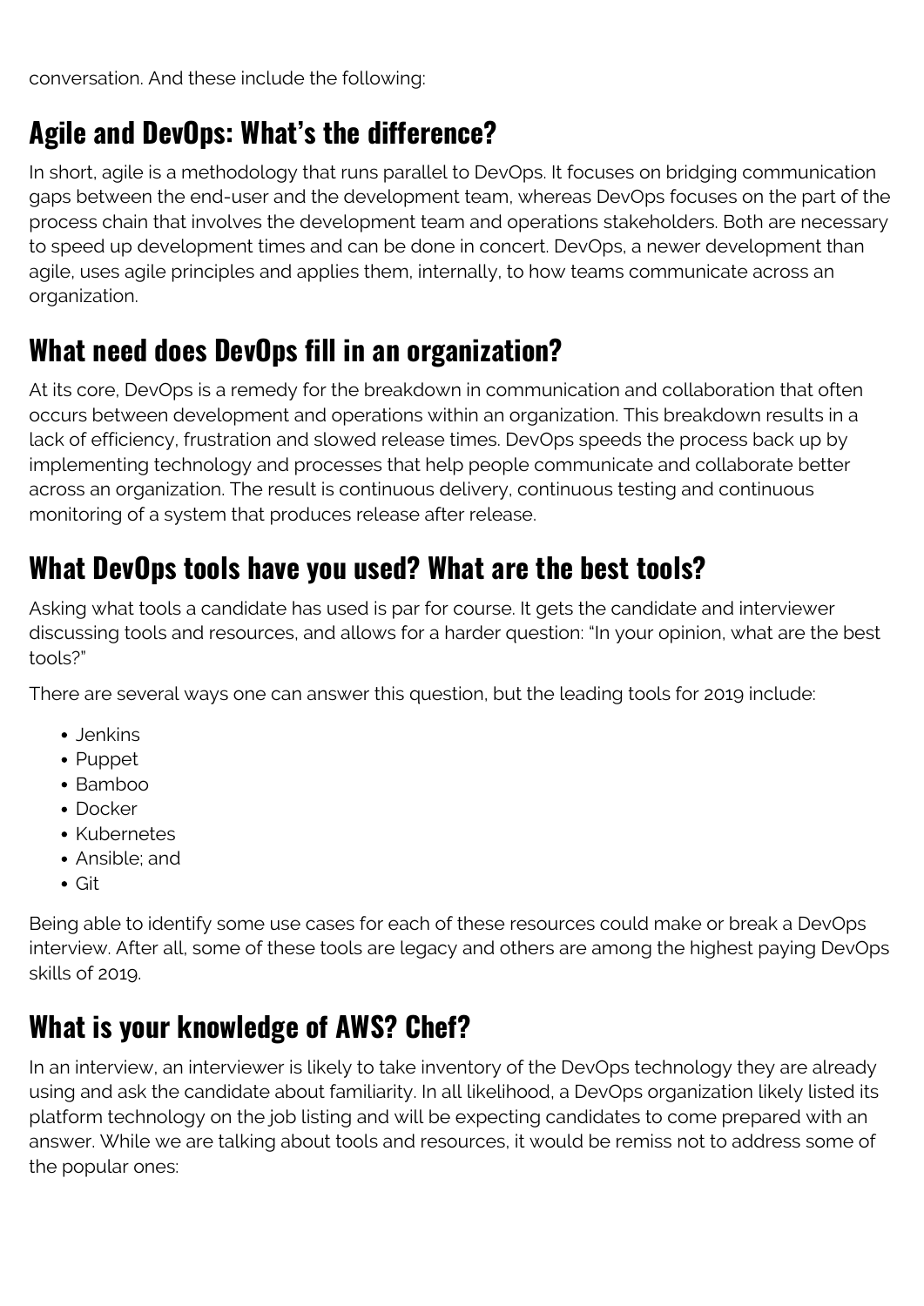conversation. And these include the following:

## Agile and DevOps: What's the difference?

In short, agile is a methodology that runs parallel to DevOps. It focuses on bridging communication gaps between the end-user and the development team, whereas DevOps focuses on the part of the process chain that involves the development team and operations stakeholders. Both are necessary to speed up development times and can be done in concert. DevOps, a newer development than agile, uses agile principles and applies them, internally, to how teams communicate across an organization.

## What need does DevOps fill in an organization?

At its core, DevOps is a remedy for the breakdown in communication and collaboration that often occurs between development and operations within an organization. This breakdown results in a lack of efficiency, frustration and slowed release times. DevOps speeds the process back up by implementing technology and processes that help people communicate and collaborate better across an organization. The result is continuous delivery, continuous testing and continuous monitoring of a system that produces release after release.

## What DevOps tools have you used? What are the best tools?

Asking what tools a candidate has used is par for course. It gets the candidate and interviewer discussing tools and resources, and allows for a harder question: "In your opinion, what are the best tools?"

There are several ways one can answer this question, but the leading tools for 2019 include:

- Jenkins
- Puppet
- Bamboo
- Docker
- Kubernetes
- Ansible; and
- Git

Being able to identify some use cases for each of these resources could make or break a DevOps interview. After all, some of these tools are legacy and others are among the highest paying DevOps skills of 2019.

## What is your knowledge of AWS? Chef?

In an interview, an interviewer is likely to take inventory of the DevOps technology they are already using and ask the candidate about familiarity. In all likelihood, a DevOps organization likely listed its platform technology on the job listing and will be expecting candidates to come prepared with an answer. While we are talking about tools and resources, it would be remiss not to address some of the popular ones: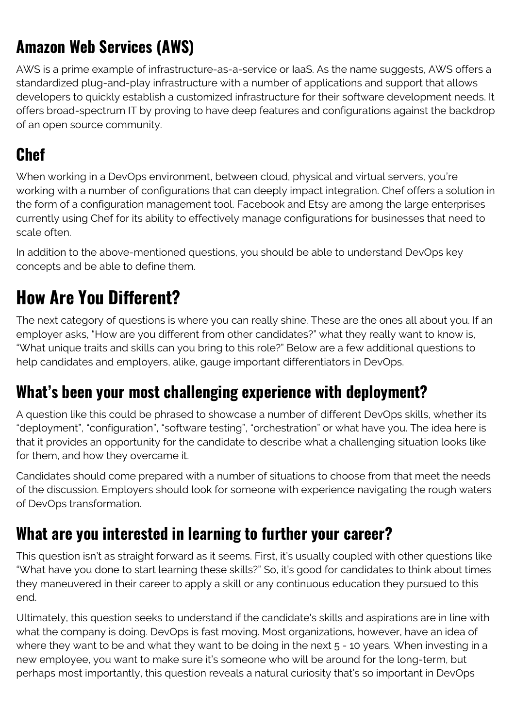### Amazon Web Services (AWS)

AWS is a prime example of infrastructure-as-a-service or IaaS. As the name suggests, AWS offers a standardized plug-and-play infrastructure with a number of applications and support that allows developers to quickly establish a customized infrastructure for their software development needs. It offers broad-spectrum IT by proving to have deep features and configurations against the backdrop of an open source community.

### Chef

When working in a DevOps environment, between cloud, physical and virtual servers, you're working with a number of configurations that can deeply impact integration. Chef offers a solution in the form of a configuration management tool. Facebook and Etsy are among the large enterprises currently using Chef for its ability to effectively manage configurations for businesses that need to scale often.

In addition to the above-mentioned questions, you should be able to understand DevOps key concepts and be able to define them.

## How Are You Different?

The next category of questions is where you can really shine. These are the ones all about you. If an employer asks, "How are you different from other candidates?" what they really want to know is, "What unique traits and skills can you bring to this role?" Below are a few additional questions to help candidates and employers, alike, gauge important differentiators in DevOps.

### What's been your most challenging experience with deployment?

A question like this could be phrased to showcase a number of different DevOps skills, whether its "deployment", "configuration", "software testing", "orchestration" or what have you. The idea here is that it provides an opportunity for the candidate to describe what a challenging situation looks like for them, and how they overcame it.

Candidates should come prepared with a number of situations to choose from that meet the needs of the discussion. Employers should look for someone with experience navigating the rough waters of DevOps transformation.

### What are you interested in learning to further your career?

This question isn't as straight forward as it seems. First, it's usually coupled with other questions like "What have you done to start learning these skills?" So, it's good for candidates to think about times they maneuvered in their career to apply a skill or any continuous education they pursued to this end.

Ultimately, this question seeks to understand if the candidate's skills and aspirations are in line with what the company is doing. DevOps is fast moving. Most organizations, however, have an idea of where they want to be and what they want to be doing in the next 5 - 10 years. When investing in a new employee, you want to make sure it's someone who will be around for the long-term, but perhaps most importantly, this question reveals a natural curiosity that's so important in DevOps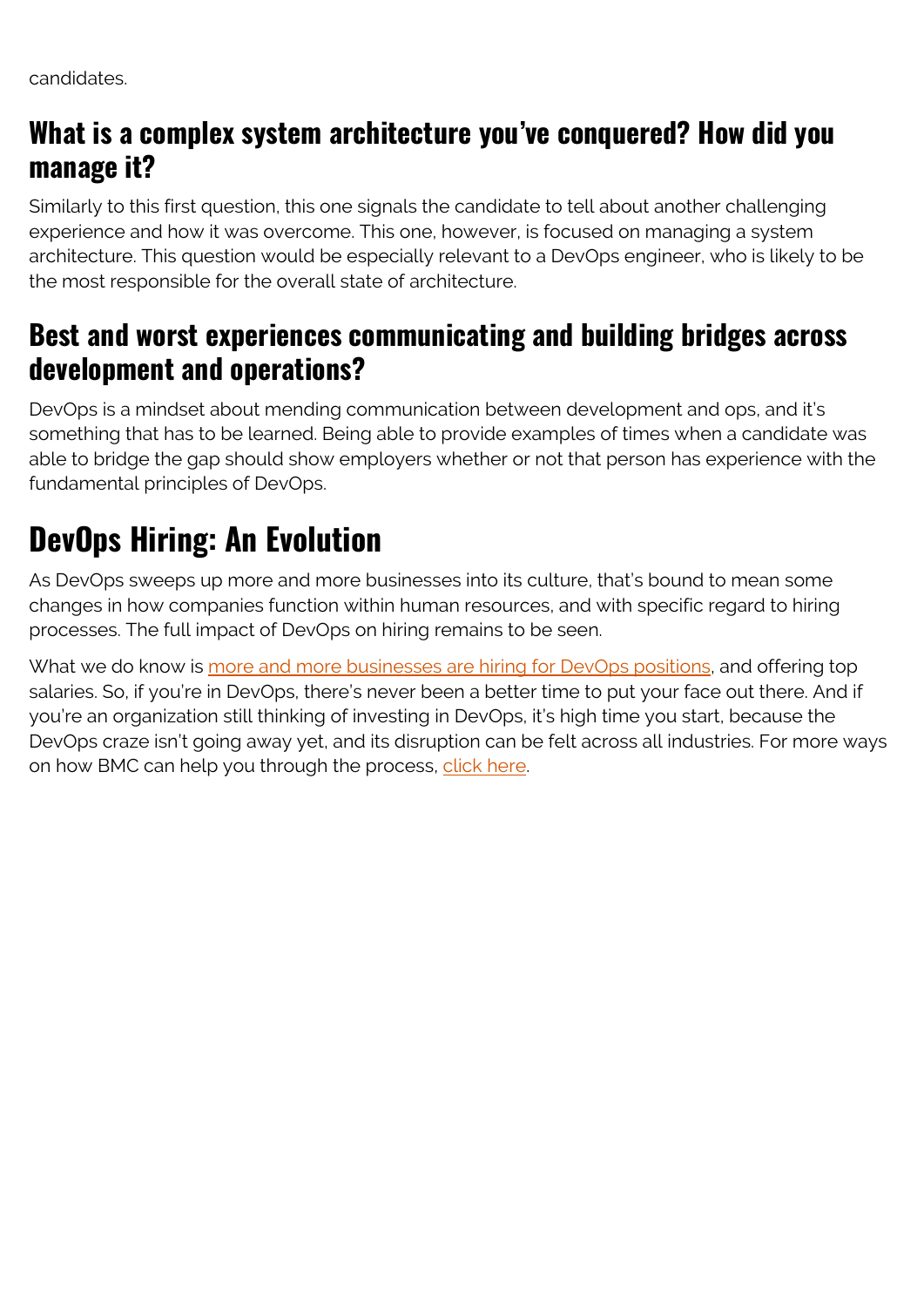candidates.

### What is a complex system architecture you've conquered? How did you manage it?

Similarly to this first question, this one signals the candidate to tell about another challenging experience and how it was overcome. This one, however, is focused on managing a system architecture. This question would be especially relevant to a DevOps engineer, who is likely to be the most responsible for the overall state of architecture.

### Best and worst experiences communicating and building bridges across development and operations?

DevOps is a mindset about mending communication between development and ops, and it's something that has to be learned. Being able to provide examples of times when a candidate was able to bridge the gap should show employers whether or not that person has experience with the fundamental principles of DevOps.

## DevOps Hiring: An Evolution

As DevOps sweeps up more and more businesses into its culture, that's bound to mean some changes in how companies function within human resources, and with specific regard to hiring processes. The full impact of DevOps on hiring remains to be seen.

What we do know is more and more businesses are hiring for DevOps positions, and offering top salaries. So, if you're in DevOps, there's never been a better time to put your face out there. And if you're an organization still thinking of investing in DevOps, it's high time you start, because the DevOps craze isn't going away yet, and its disruption can be felt across all industries. For more ways on how BMC can help you through the process, click here.